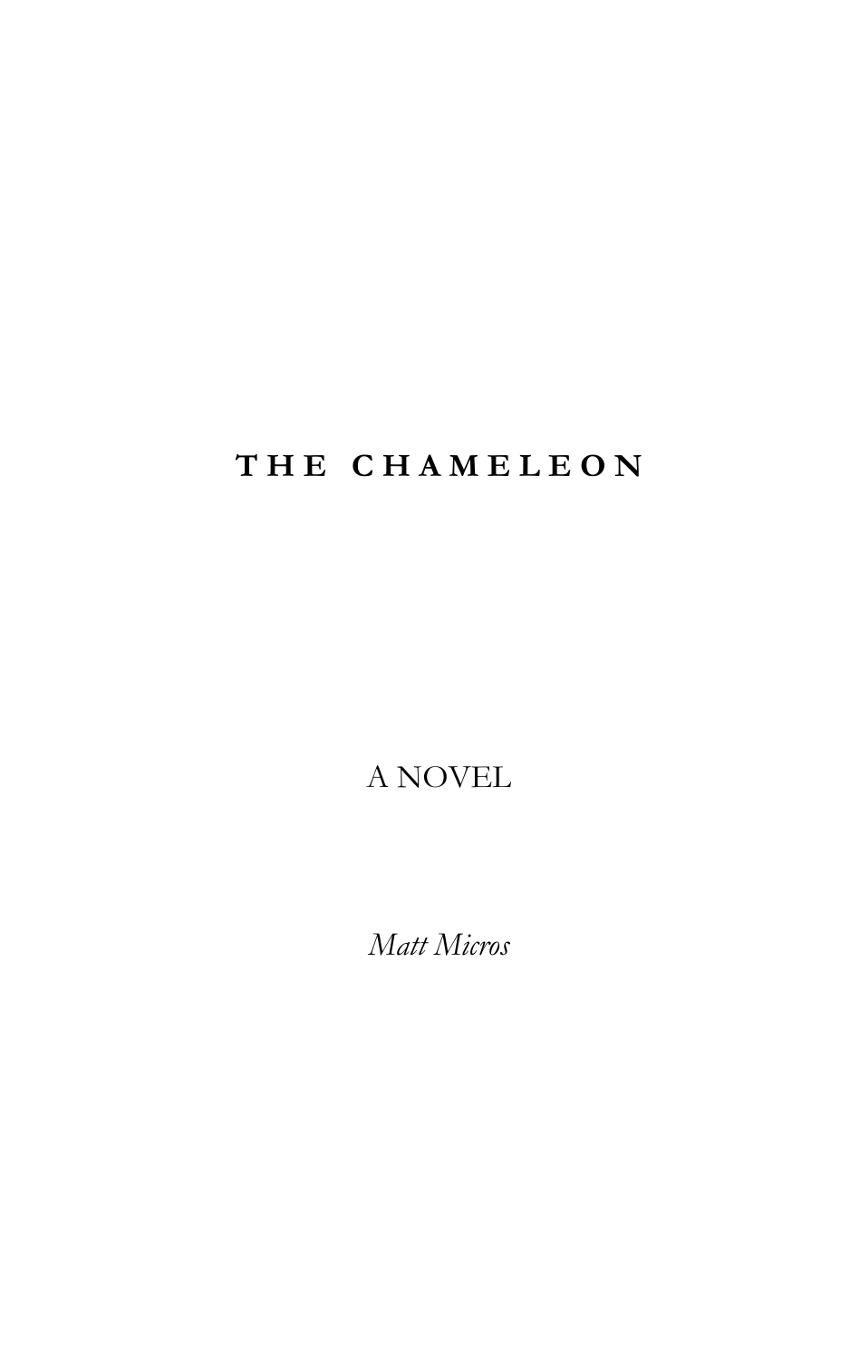# THE CHAMELEON

A NOVEL

*Matt Micros*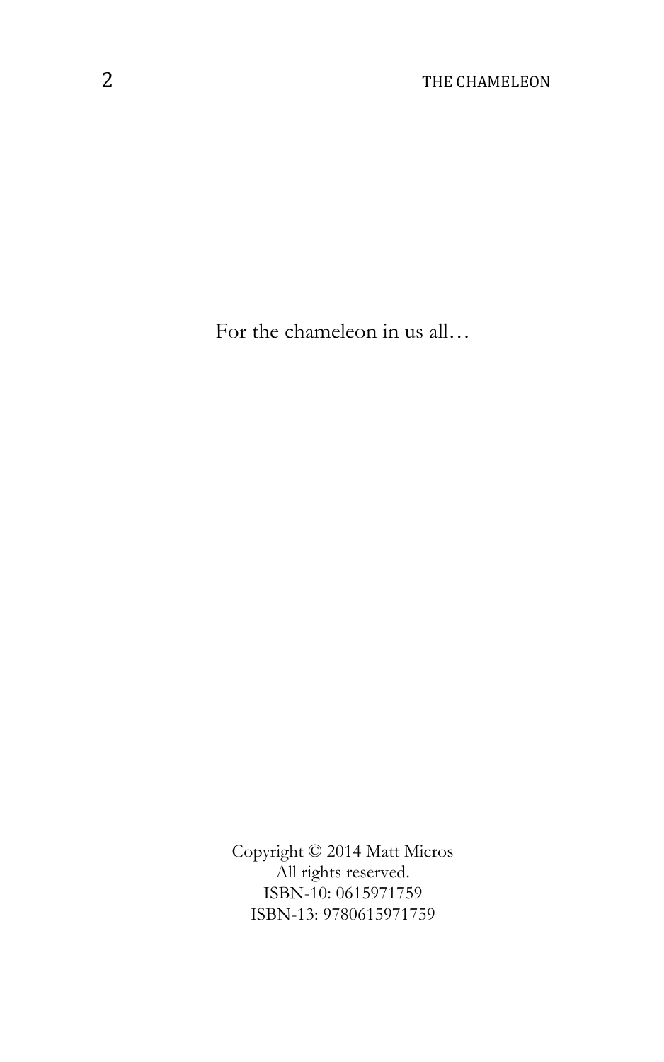For the chameleon in us all…

Copyright © 2014 Matt Micros
All rights reserved.
ISBN-10: 0615971759
ISBN-13: 9780615971759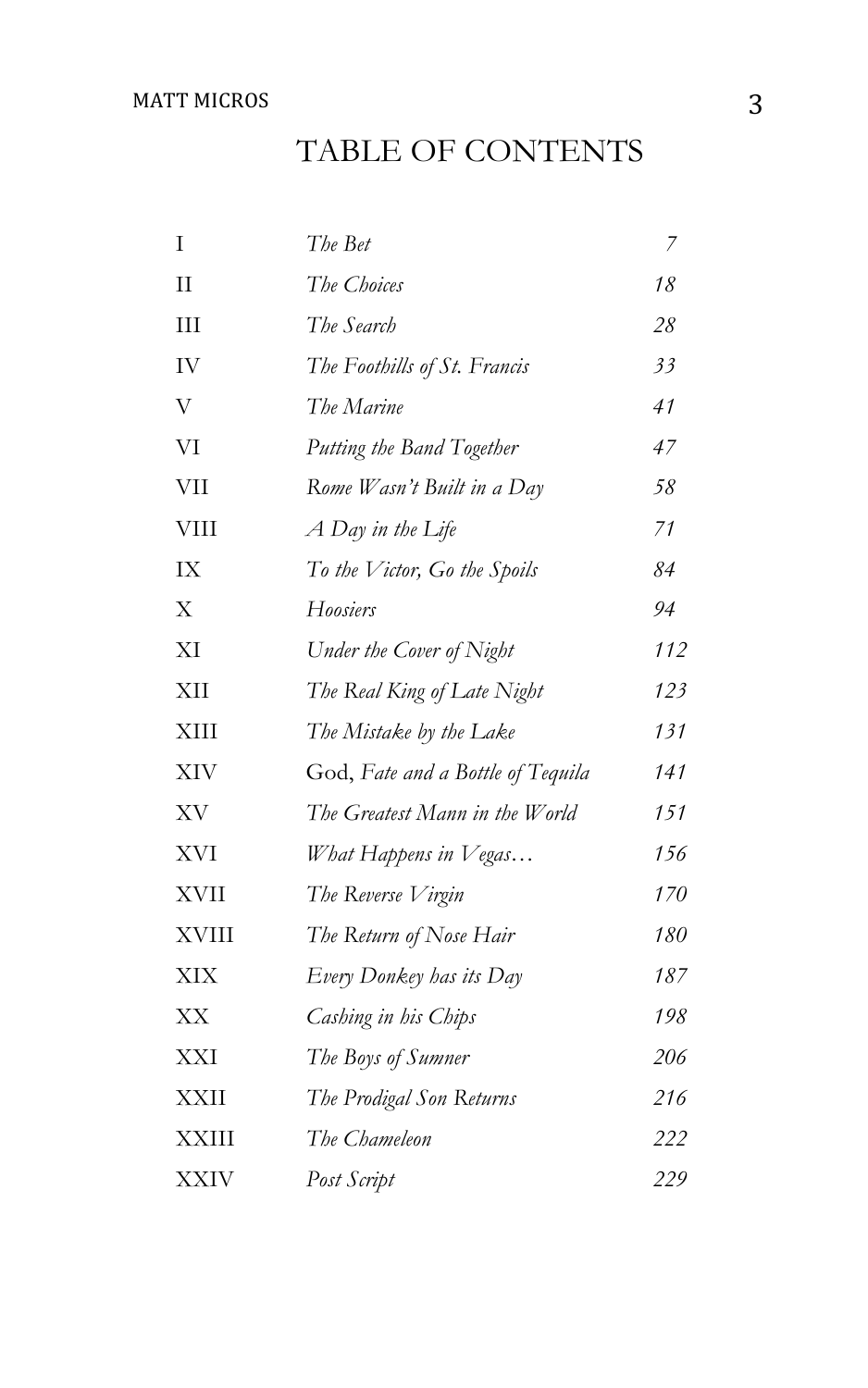# TABLE OF CONTENTS

| | | |
|---|---|---|
| I | *The Bet* | *7* |
| II | *The Choices* | *18* |
| III | *The Search* | *28* |
| IV | *The Foothills of St. Francis* | *33* |
| V | *The Marine* | *41* |
| VI | *Putting the Band Together* | *47* |
| VII | *Rome Wasn't Built in a Day* | *58* |
| VIII | *A Day in the Life* | *71* |
| IX | *To the Victor, Go the Spoils* | *84* |
| X | *Hoosiers* | *94* |
| XI | *Under the Cover of Night* | *112* |
| XII | *The Real King of Late Night* | *123* |
| XIII | *The Mistake by the Lake* | *131* |
| XIV | God, *Fate and a Bottle of Tequila* | *141* |
| XV | *The Greatest Mann in the World* | *151* |
| XVI | *What Happens in Vegas…* | *156* |
| XVII | *The Reverse Virgin* | *170* |
| XVIII | *The Return of Nose Hair* | *180* |
| XIX | *Every Donkey has its Day* | *187* |
| XX | *Cashing in his Chips* | *198* |
| XXI | *The Boys of Sumner* | *206* |
| XXII | *The Prodigal Son Returns* | *216* |
| XXIII | *The Chameleon* | *222* |
| XXIV | *Post Script* | *229* |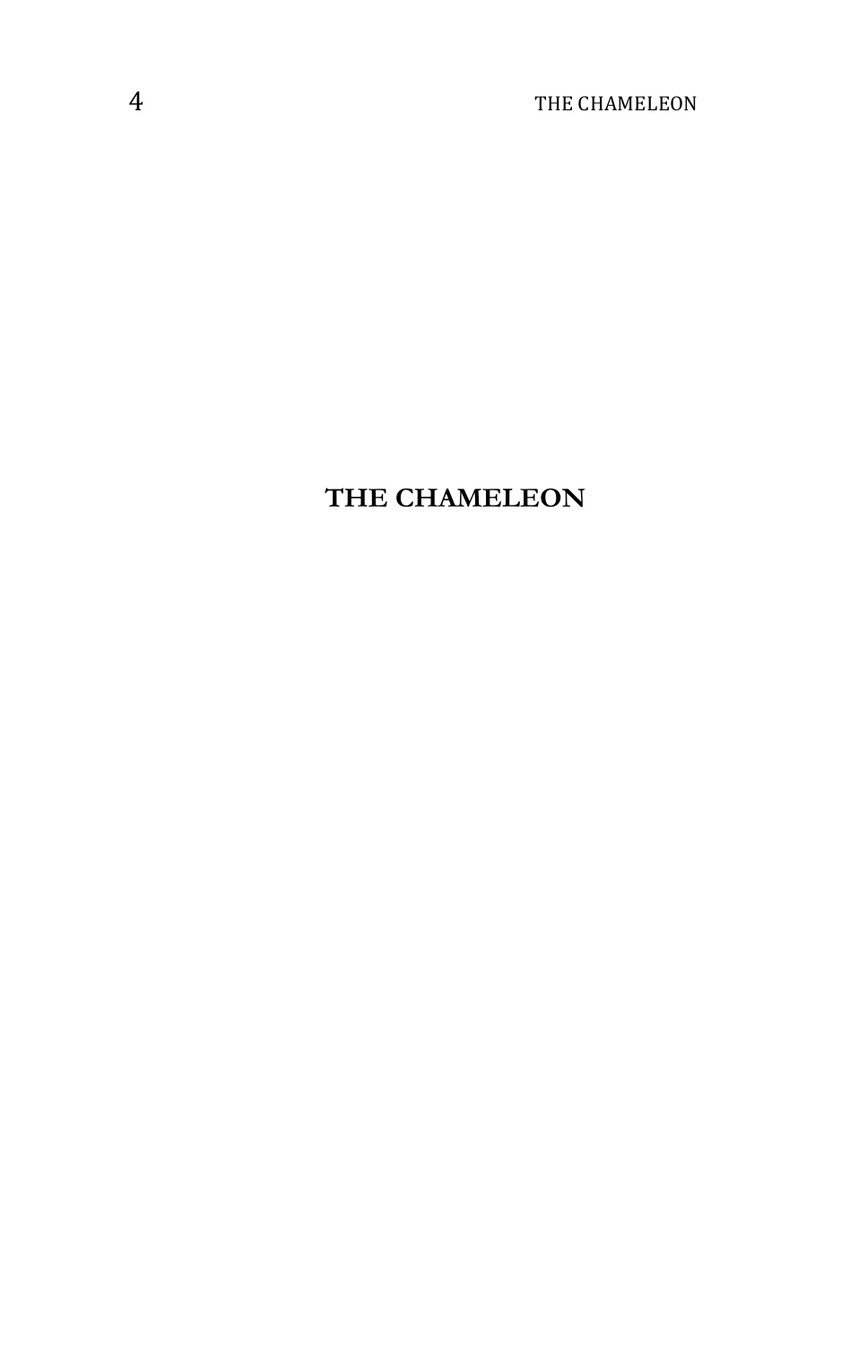# THE CHAMELEON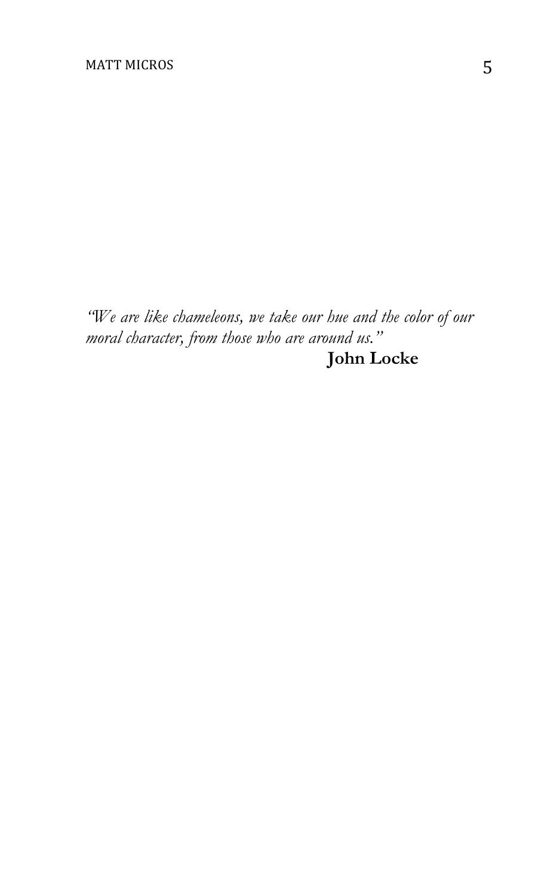*"We are like chameleons, we take our hue and the color of our moral character, from those who are around us."*

**John Locke**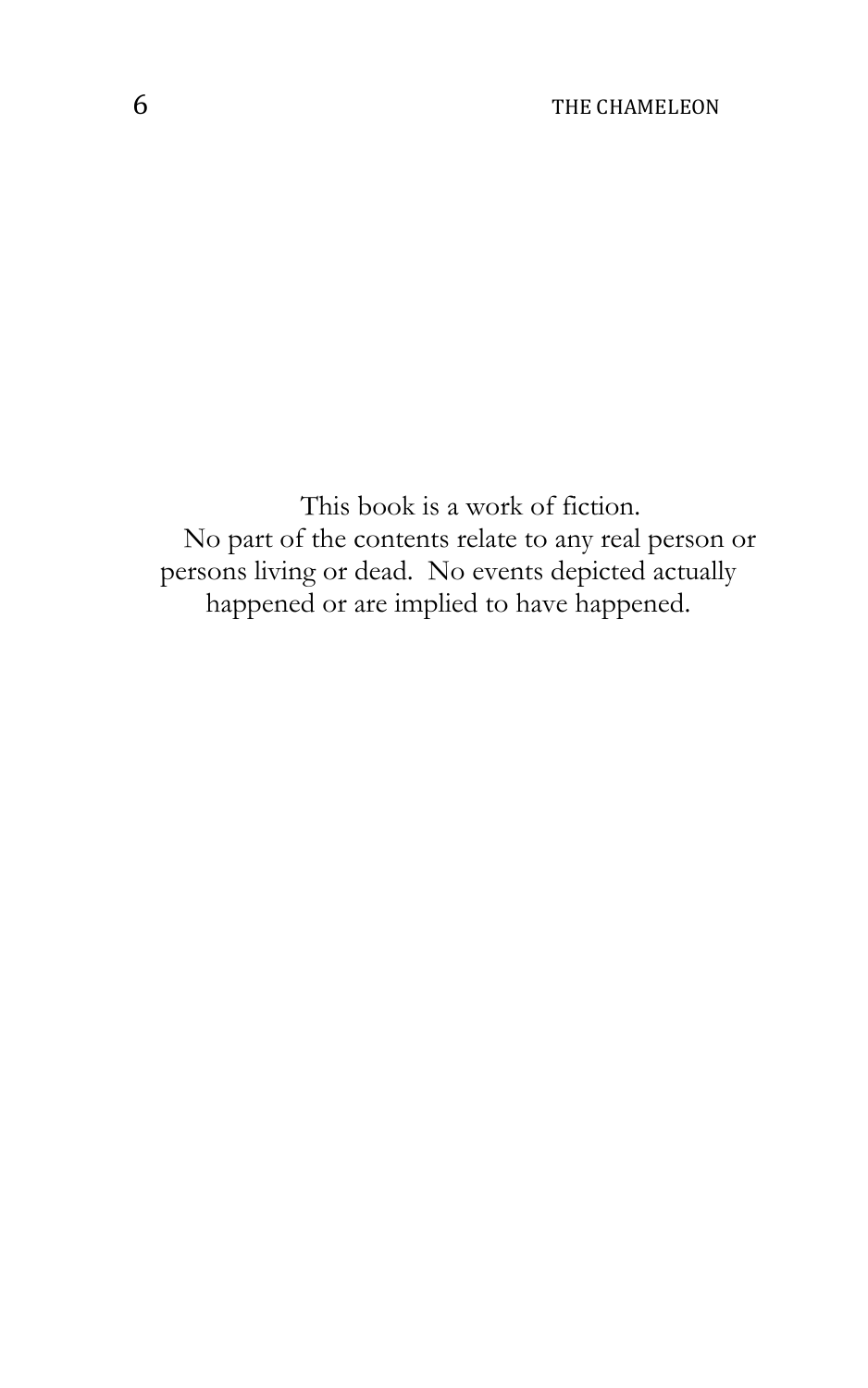This book is a work of fiction.
No part of the contents relate to any real person or persons living or dead. No events depicted actually happened or are implied to have happened.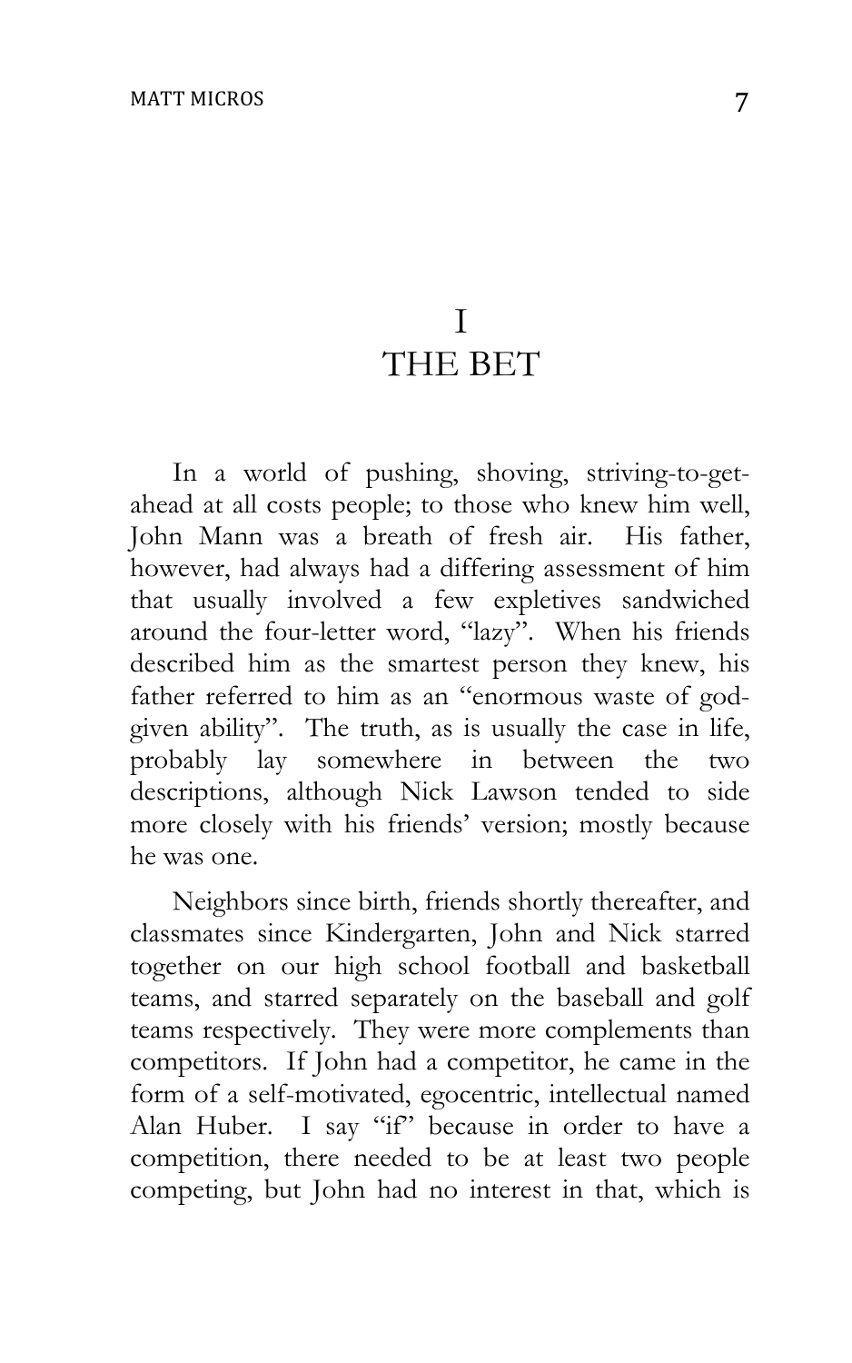# I
# THE BET

In a world of pushing, shoving, striving-to-get-ahead at all costs people; to those who knew him well, John Mann was a breath of fresh air. His father, however, had always had a differing assessment of him that usually involved a few expletives sandwiched around the four-letter word, "lazy". When his friends described him as the smartest person they knew, his father referred to him as an "enormous waste of god-given ability". The truth, as is usually the case in life, probably lay somewhere in between the two descriptions, although Nick Lawson tended to side more closely with his friends' version; mostly because he was one.

Neighbors since birth, friends shortly thereafter, and classmates since Kindergarten, John and Nick starred together on our high school football and basketball teams, and starred separately on the baseball and golf teams respectively. They were more complements than competitors. If John had a competitor, he came in the form of a self-motivated, egocentric, intellectual named Alan Huber. I say "if" because in order to have a competition, there needed to be at least two people competing, but John had no interest in that, which is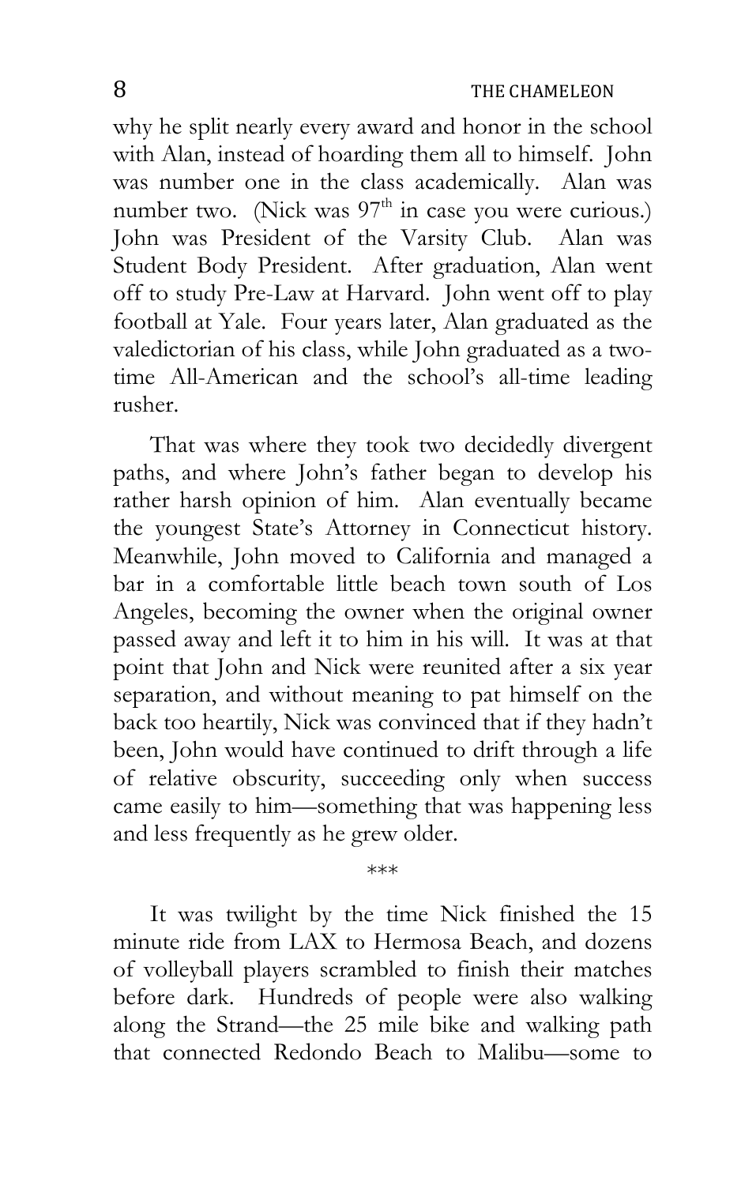why he split nearly every award and honor in the school with Alan, instead of hoarding them all to himself. John was number one in the class academically. Alan was number two. (Nick was $97^{th}$ in case you were curious.) John was President of the Varsity Club. Alan was Student Body President. After graduation, Alan went off to study Pre-Law at Harvard. John went off to play football at Yale. Four years later, Alan graduated as the valedictorian of his class, while John graduated as a two-time All-American and the school's all-time leading rusher.

That was where they took two decidedly divergent paths, and where John's father began to develop his rather harsh opinion of him. Alan eventually became the youngest State's Attorney in Connecticut history. Meanwhile, John moved to California and managed a bar in a comfortable little beach town south of Los Angeles, becoming the owner when the original owner passed away and left it to him in his will. It was at that point that John and Nick were reunited after a six year separation, and without meaning to pat himself on the back too heartily, Nick was convinced that if they hadn't been, John would have continued to drift through a life of relative obscurity, succeeding only when success came easily to him—something that was happening less and less frequently as he grew older.

\*\*\*

It was twilight by the time Nick finished the 15 minute ride from LAX to Hermosa Beach, and dozens of volleyball players scrambled to finish their matches before dark. Hundreds of people were also walking along the Strand—the 25 mile bike and walking path that connected Redondo Beach to Malibu—some to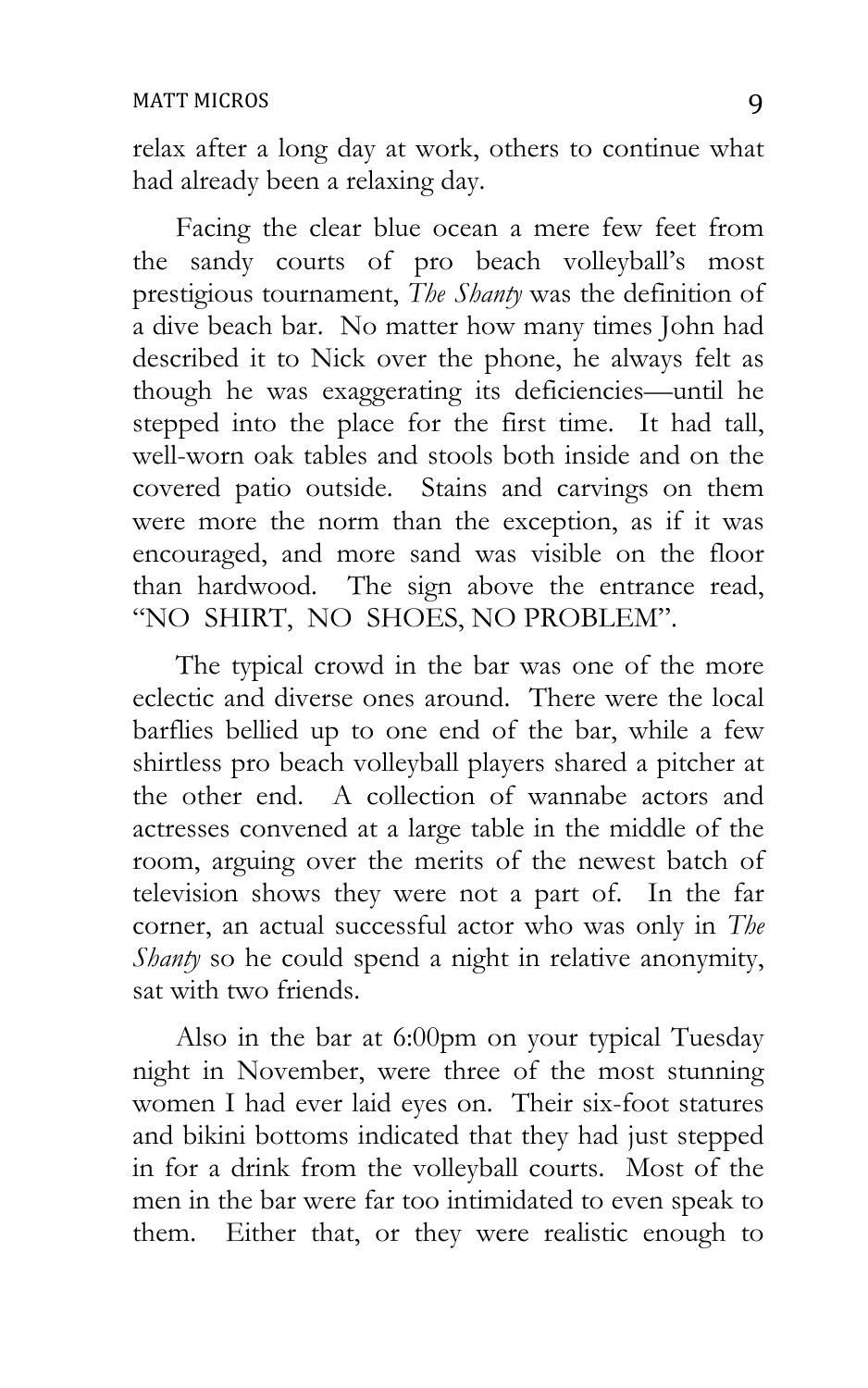relax after a long day at work, others to continue what had already been a relaxing day.

Facing the clear blue ocean a mere few feet from the sandy courts of pro beach volleyball's most prestigious tournament, *The Shanty* was the definition of a dive beach bar. No matter how many times John had described it to Nick over the phone, he always felt as though he was exaggerating its deficiencies—until he stepped into the place for the first time. It had tall, well-worn oak tables and stools both inside and on the covered patio outside. Stains and carvings on them were more the norm than the exception, as if it was encouraged, and more sand was visible on the floor than hardwood. The sign above the entrance read, "NO SHIRT, NO SHOES, NO PROBLEM".

The typical crowd in the bar was one of the more eclectic and diverse ones around. There were the local barflies bellied up to one end of the bar, while a few shirtless pro beach volleyball players shared a pitcher at the other end. A collection of wannabe actors and actresses convened at a large table in the middle of the room, arguing over the merits of the newest batch of television shows they were not a part of. In the far corner, an actual successful actor who was only in *The Shanty* so he could spend a night in relative anonymity, sat with two friends.

Also in the bar at 6:00pm on your typical Tuesday night in November, were three of the most stunning women I had ever laid eyes on. Their six-foot statures and bikini bottoms indicated that they had just stepped in for a drink from the volleyball courts. Most of the men in the bar were far too intimidated to even speak to them. Either that, or they were realistic enough to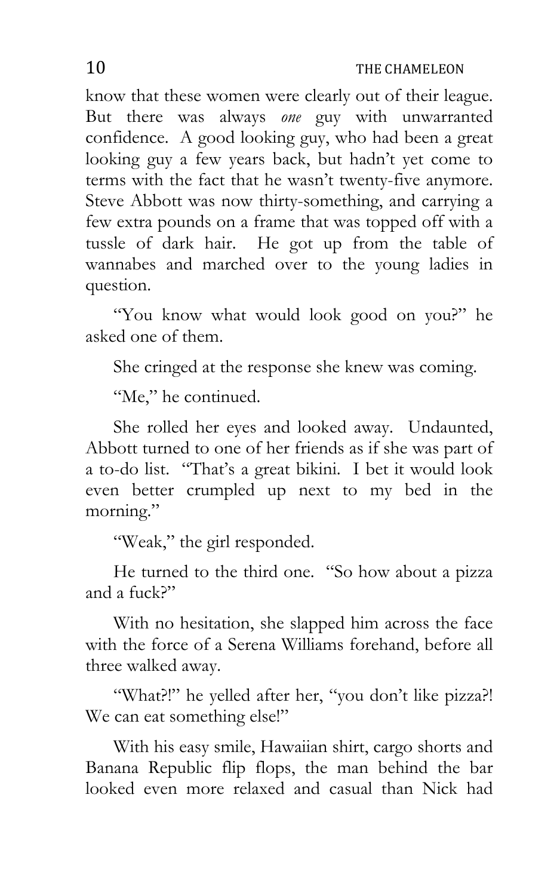know that these women were clearly out of their league. But there was always *one* guy with unwarranted confidence. A good looking guy, who had been a great looking guy a few years back, but hadn't yet come to terms with the fact that he wasn't twenty-five anymore. Steve Abbott was now thirty-something, and carrying a few extra pounds on a frame that was topped off with a tussle of dark hair. He got up from the table of wannabes and marched over to the young ladies in question.

"You know what would look good on you?" he asked one of them.

She cringed at the response she knew was coming.

"Me," he continued.

She rolled her eyes and looked away. Undaunted, Abbott turned to one of her friends as if she was part of a to-do list. "That's a great bikini. I bet it would look even better crumpled up next to my bed in the morning."

"Weak," the girl responded.

He turned to the third one. "So how about a pizza and a fuck?"

With no hesitation, she slapped him across the face with the force of a Serena Williams forehand, before all three walked away.

"What?!" he yelled after her, "you don't like pizza?! We can eat something else!"

With his easy smile, Hawaiian shirt, cargo shorts and Banana Republic flip flops, the man behind the bar looked even more relaxed and casual than Nick had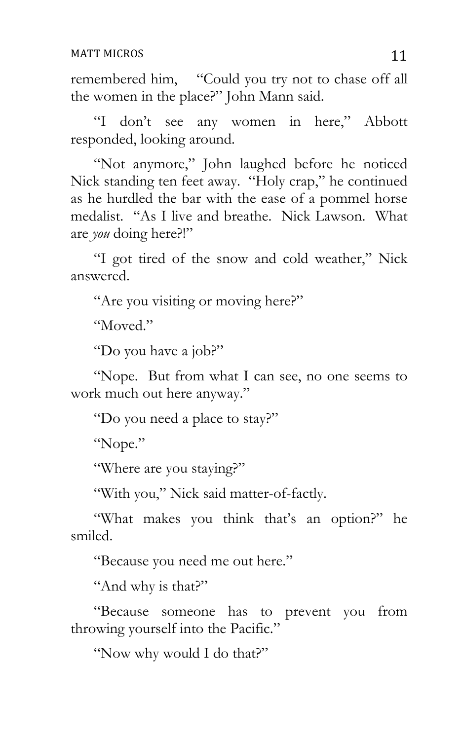remembered him, "Could you try not to chase off all the women in the place?" John Mann said.

"I don't see any women in here," Abbott responded, looking around.

"Not anymore," John laughed before he noticed Nick standing ten feet away. "Holy crap," he continued as he hurdled the bar with the ease of a pommel horse medalist. "As I live and breathe. Nick Lawson. What are *you* doing here?!"

"I got tired of the snow and cold weather," Nick answered.

"Are you visiting or moving here?"

"Moved."

"Do you have a job?"

"Nope. But from what I can see, no one seems to work much out here anyway."

"Do you need a place to stay?"

"Nope."

"Where are you staying?"

"With you," Nick said matter-of-factly.

"What makes you think that's an option?" he smiled.

"Because you need me out here."

"And why is that?"

"Because someone has to prevent you from throwing yourself into the Pacific."

"Now why would I do that?"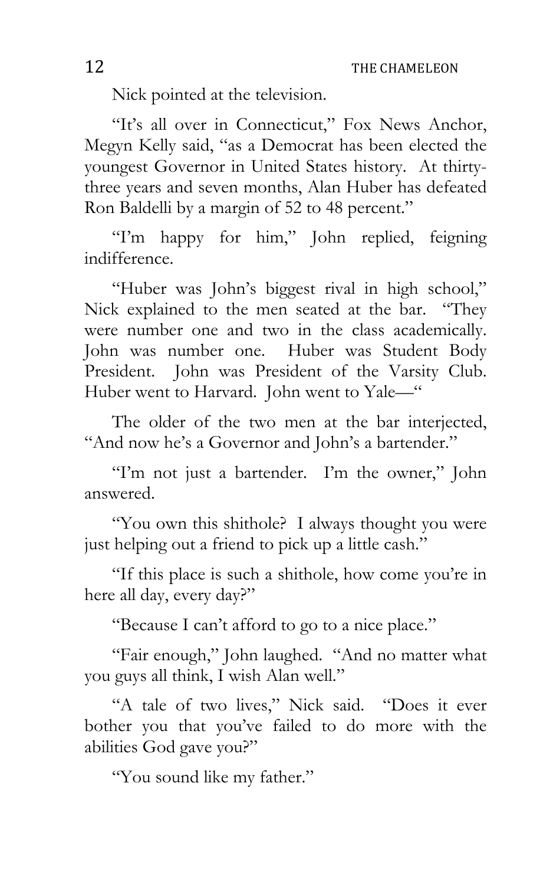Nick pointed at the television.

"It's all over in Connecticut," Fox News Anchor, Megyn Kelly said, "as a Democrat has been elected the youngest Governor in United States history. At thirty-three years and seven months, Alan Huber has defeated Ron Baldelli by a margin of 52 to 48 percent."

"I'm happy for him," John replied, feigning indifference.

"Huber was John's biggest rival in high school," Nick explained to the men seated at the bar. "They were number one and two in the class academically. John was number one. Huber was Student Body President. John was President of the Varsity Club. Huber went to Harvard. John went to Yale—"

The older of the two men at the bar interjected, "And now he's a Governor and John's a bartender."

"I'm not just a bartender. I'm the owner," John answered.

"You own this shithole? I always thought you were just helping out a friend to pick up a little cash."

"If this place is such a shithole, how come you're in here all day, every day?"

"Because I can't afford to go to a nice place."

"Fair enough," John laughed. "And no matter what you guys all think, I wish Alan well."

"A tale of two lives," Nick said. "Does it ever bother you that you've failed to do more with the abilities God gave you?"

"You sound like my father."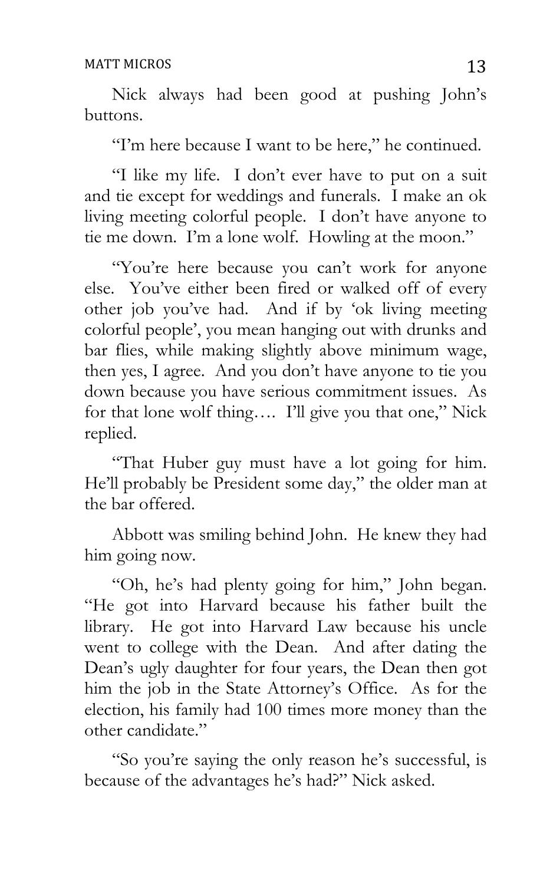Nick always had been good at pushing John's buttons.

"I'm here because I want to be here," he continued.

"I like my life. I don't ever have to put on a suit and tie except for weddings and funerals. I make an ok living meeting colorful people. I don't have anyone to tie me down. I'm a lone wolf. Howling at the moon."

"You're here because you can't work for anyone else. You've either been fired or walked off of every other job you've had. And if by 'ok living meeting colorful people', you mean hanging out with drunks and bar flies, while making slightly above minimum wage, then yes, I agree. And you don't have anyone to tie you down because you have serious commitment issues. As for that lone wolf thing…. I'll give you that one," Nick replied.

"That Huber guy must have a lot going for him. He'll probably be President some day," the older man at the bar offered.

Abbott was smiling behind John. He knew they had him going now.

"Oh, he's had plenty going for him," John began. "He got into Harvard because his father built the library. He got into Harvard Law because his uncle went to college with the Dean. And after dating the Dean's ugly daughter for four years, the Dean then got him the job in the State Attorney's Office. As for the election, his family had 100 times more money than the other candidate."

"So you're saying the only reason he's successful, is because of the advantages he's had?" Nick asked.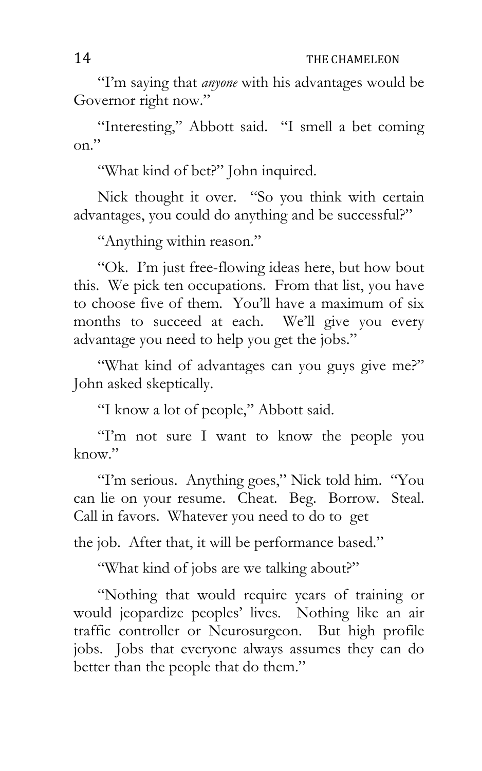"I'm saying that *anyone* with his advantages would be Governor right now."

"Interesting," Abbott said. "I smell a bet coming on."

"What kind of bet?" John inquired.

Nick thought it over. "So you think with certain advantages, you could do anything and be successful?"

"Anything within reason."

"Ok. I'm just free-flowing ideas here, but how bout this. We pick ten occupations. From that list, you have to choose five of them. You'll have a maximum of six months to succeed at each. We'll give you every advantage you need to help you get the jobs."

"What kind of advantages can you guys give me?" John asked skeptically.

"I know a lot of people," Abbott said.

"I'm not sure I want to know the people you know."

"I'm serious. Anything goes," Nick told him. "You can lie on your resume. Cheat. Beg. Borrow. Steal. Call in favors. Whatever you need to do to get the job. After that, it will be performance based."

"What kind of jobs are we talking about?"

"Nothing that would require years of training or would jeopardize peoples' lives. Nothing like an air traffic controller or Neurosurgeon. But high profile jobs. Jobs that everyone always assumes they can do better than the people that do them."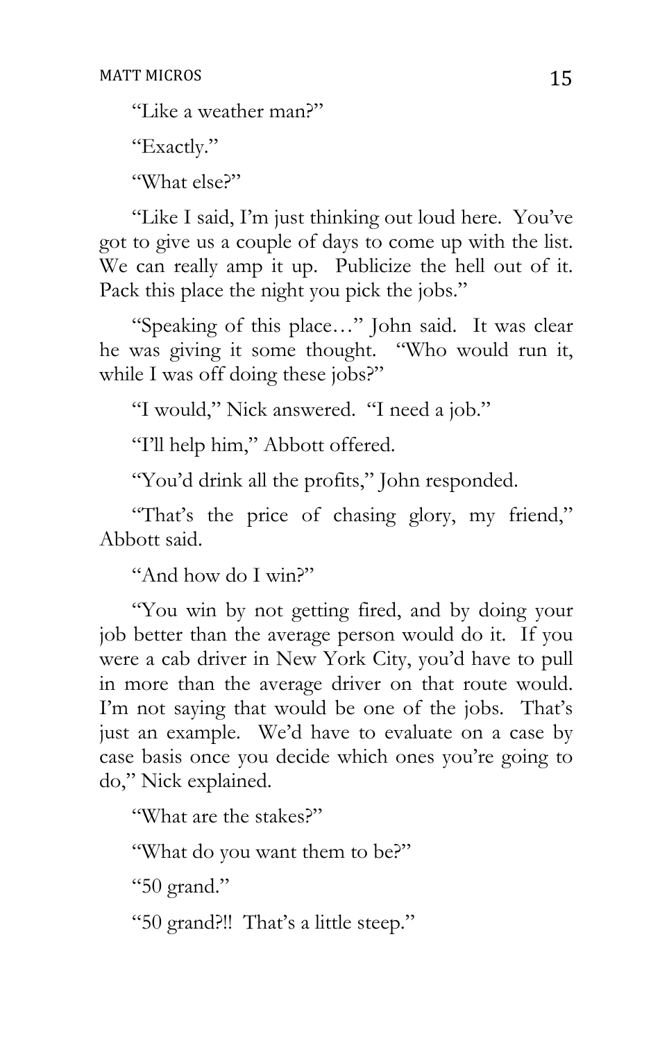"Like a weather man?"

"Exactly."

"What else?"

"Like I said, I'm just thinking out loud here. You've got to give us a couple of days to come up with the list. We can really amp it up. Publicize the hell out of it. Pack this place the night you pick the jobs."

"Speaking of this place…" John said. It was clear he was giving it some thought. "Who would run it, while I was off doing these jobs?"

"I would," Nick answered. "I need a job."

"I'll help him," Abbott offered.

"You'd drink all the profits," John responded.

"That's the price of chasing glory, my friend," Abbott said.

"And how do I win?"

"You win by not getting fired, and by doing your job better than the average person would do it. If you were a cab driver in New York City, you'd have to pull in more than the average driver on that route would. I'm not saying that would be one of the jobs. That's just an example. We'd have to evaluate on a case by case basis once you decide which ones you're going to do," Nick explained.

"What are the stakes?"

"What do you want them to be?"

"50 grand."

"50 grand?!! That's a little steep."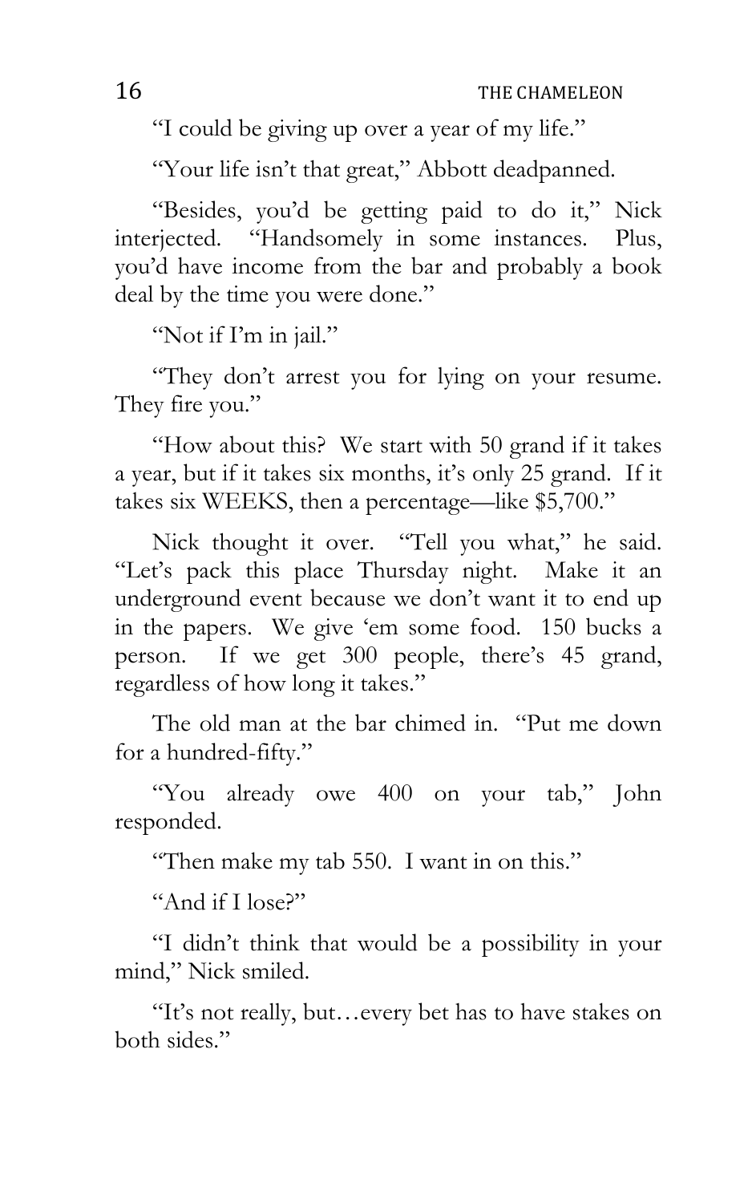"I could be giving up over a year of my life."

"Your life isn't that great," Abbott deadpanned.

"Besides, you'd be getting paid to do it," Nick interjected. "Handsomely in some instances. Plus, you'd have income from the bar and probably a book deal by the time you were done."

"Not if I'm in jail."

"They don't arrest you for lying on your resume. They fire you."

"How about this? We start with 50 grand if it takes a year, but if it takes six months, it's only 25 grand. If it takes six WEEKS, then a percentage—like $5,700."

Nick thought it over. "Tell you what," he said. "Let's pack this place Thursday night. Make it an underground event because we don't want it to end up in the papers. We give 'em some food. 150 bucks a person. If we get 300 people, there's 45 grand, regardless of how long it takes."

The old man at the bar chimed in. "Put me down for a hundred-fifty."

"You already owe 400 on your tab," John responded.

"Then make my tab 550. I want in on this."

"And if I lose?"

"I didn't think that would be a possibility in your mind," Nick smiled.

"It's not really, but…every bet has to have stakes on both sides."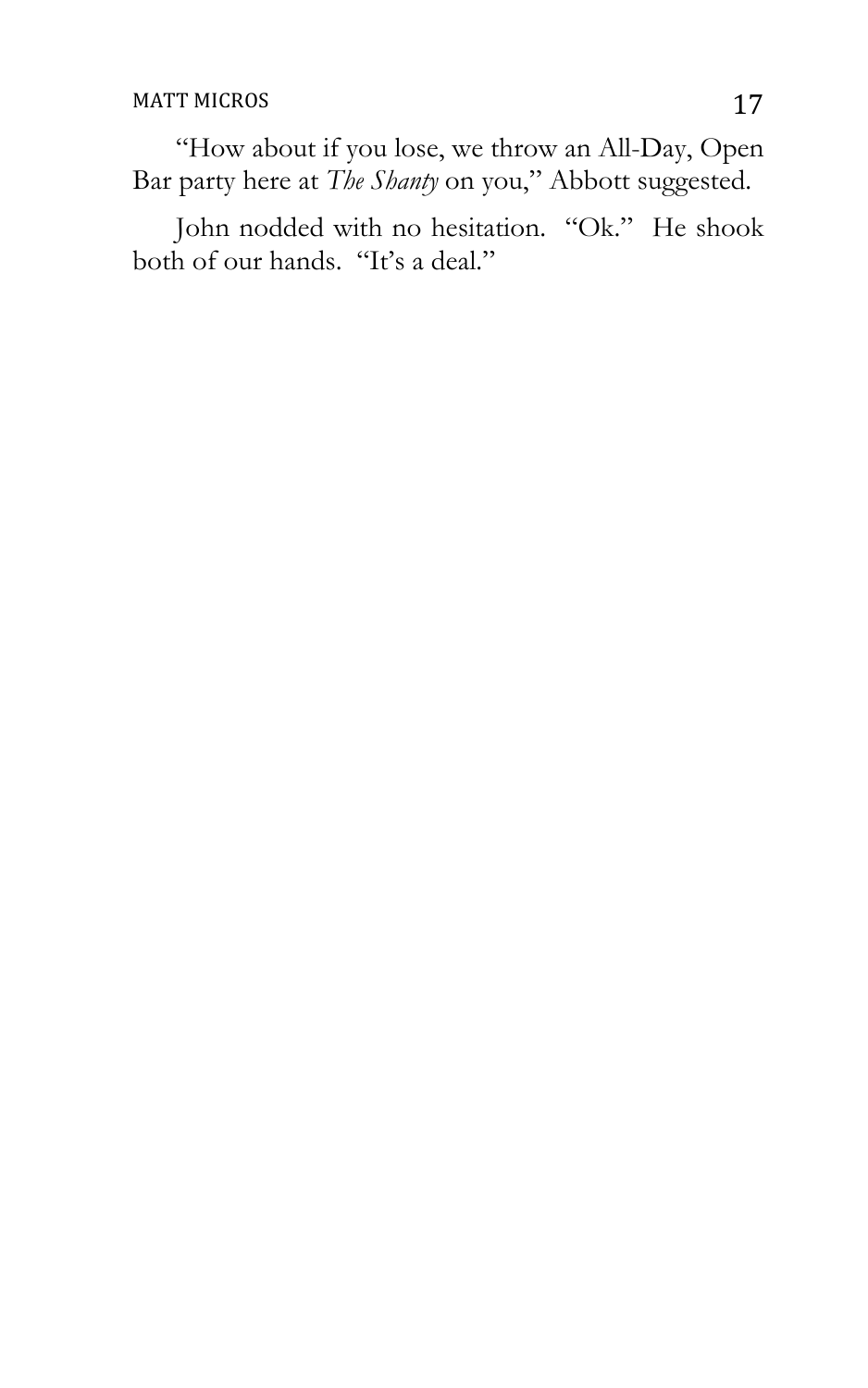"How about if you lose, we throw an All-Day, Open Bar party here at *The Shanty* on you," Abbott suggested.

John nodded with no hesitation. "Ok." He shook both of our hands. "It's a deal."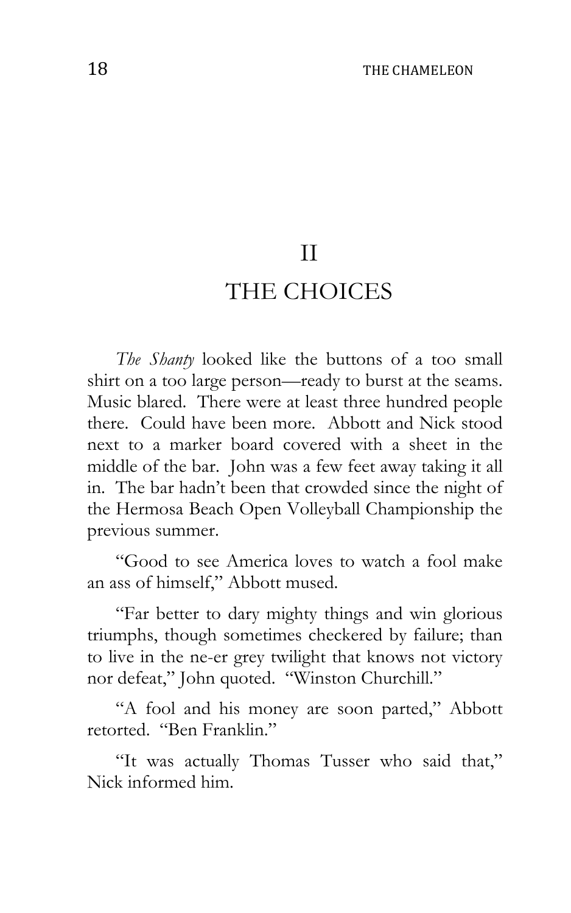# II
# THE CHOICES

*The Shanty* looked like the buttons of a too small shirt on a too large person—ready to burst at the seams. Music blared. There were at least three hundred people there. Could have been more. Abbott and Nick stood next to a marker board covered with a sheet in the middle of the bar. John was a few feet away taking it all in. The bar hadn't been that crowded since the night of the Hermosa Beach Open Volleyball Championship the previous summer.

"Good to see America loves to watch a fool make an ass of himself," Abbott mused.

"Far better to dary mighty things and win glorious triumphs, though sometimes checkered by failure; than to live in the ne-er grey twilight that knows not victory nor defeat," John quoted. "Winston Churchill."

"A fool and his money are soon parted," Abbott retorted. "Ben Franklin."

"It was actually Thomas Tusser who said that," Nick informed him.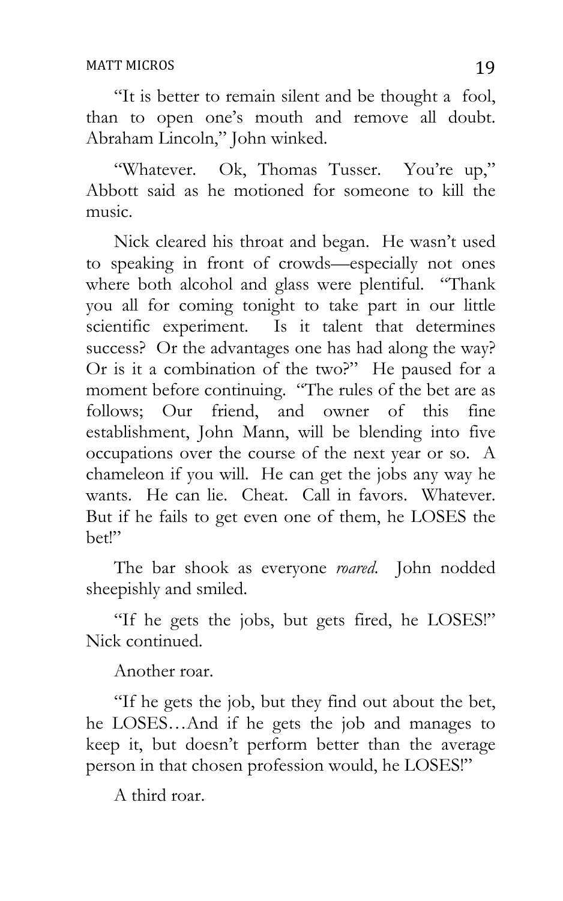"It is better to remain silent and be thought a fool, than to open one's mouth and remove all doubt. Abraham Lincoln," John winked.

"Whatever. Ok, Thomas Tusser. You're up," Abbott said as he motioned for someone to kill the music.

Nick cleared his throat and began. He wasn't used to speaking in front of crowds—especially not ones where both alcohol and glass were plentiful. "Thank you all for coming tonight to take part in our little scientific experiment. Is it talent that determines success? Or the advantages one has had along the way? Or is it a combination of the two?" He paused for a moment before continuing. "The rules of the bet are as follows; Our friend, and owner of this fine establishment, John Mann, will be blending into five occupations over the course of the next year or so. A chameleon if you will. He can get the jobs any way he wants. He can lie. Cheat. Call in favors. Whatever. But if he fails to get even one of them, he LOSES the bet!"

The bar shook as everyone *roared.* John nodded sheepishly and smiled.

"If he gets the jobs, but gets fired, he LOSES!" Nick continued.

Another roar.

"If he gets the job, but they find out about the bet, he LOSES…And if he gets the job and manages to keep it, but doesn't perform better than the average person in that chosen profession would, he LOSES!"

A third roar.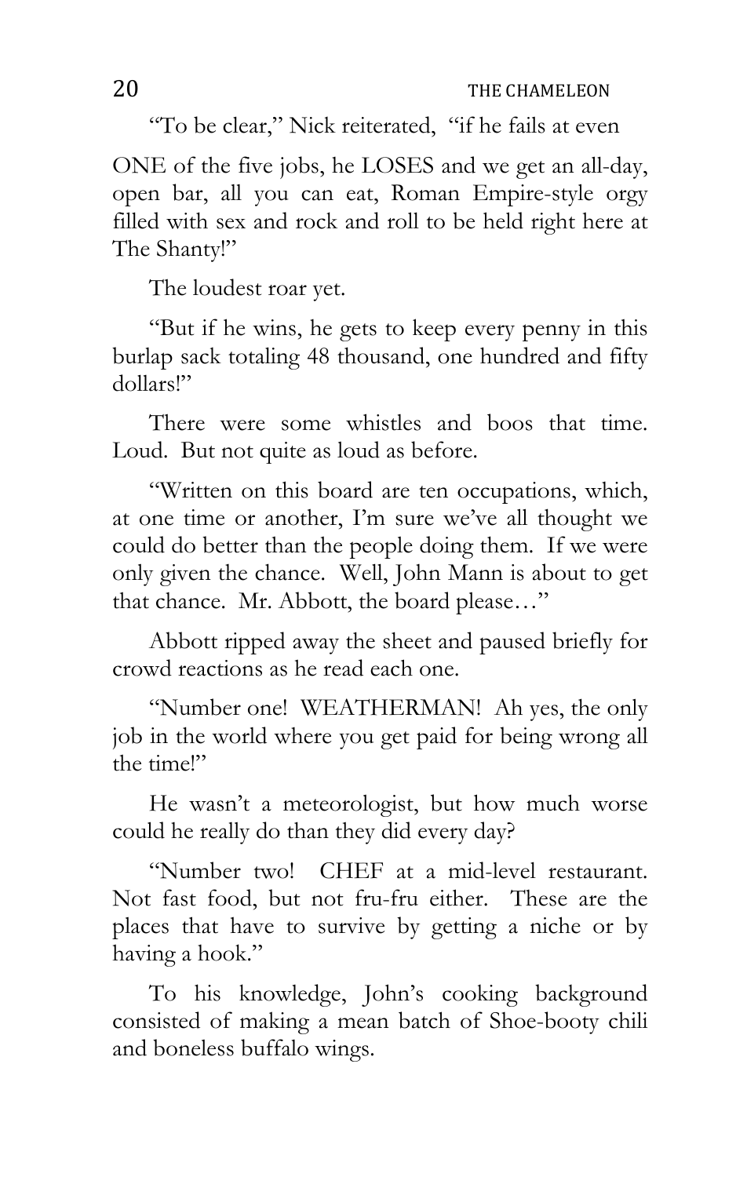"To be clear," Nick reiterated, "if he fails at even ONE of the five jobs, he LOSES and we get an all-day, open bar, all you can eat, Roman Empire-style orgy filled with sex and rock and roll to be held right here at The Shanty!"

The loudest roar yet.

"But if he wins, he gets to keep every penny in this burlap sack totaling 48 thousand, one hundred and fifty dollars!"

There were some whistles and boos that time. Loud. But not quite as loud as before.

"Written on this board are ten occupations, which, at one time or another, I'm sure we've all thought we could do better than the people doing them. If we were only given the chance. Well, John Mann is about to get that chance. Mr. Abbott, the board please…"

Abbott ripped away the sheet and paused briefly for crowd reactions as he read each one.

"Number one! WEATHERMAN! Ah yes, the only job in the world where you get paid for being wrong all the time!"

He wasn't a meteorologist, but how much worse could he really do than they did every day?

"Number two! CHEF at a mid-level restaurant. Not fast food, but not fru-fru either. These are the places that have to survive by getting a niche or by having a hook."

To his knowledge, John's cooking background consisted of making a mean batch of Shoe-booty chili and boneless buffalo wings.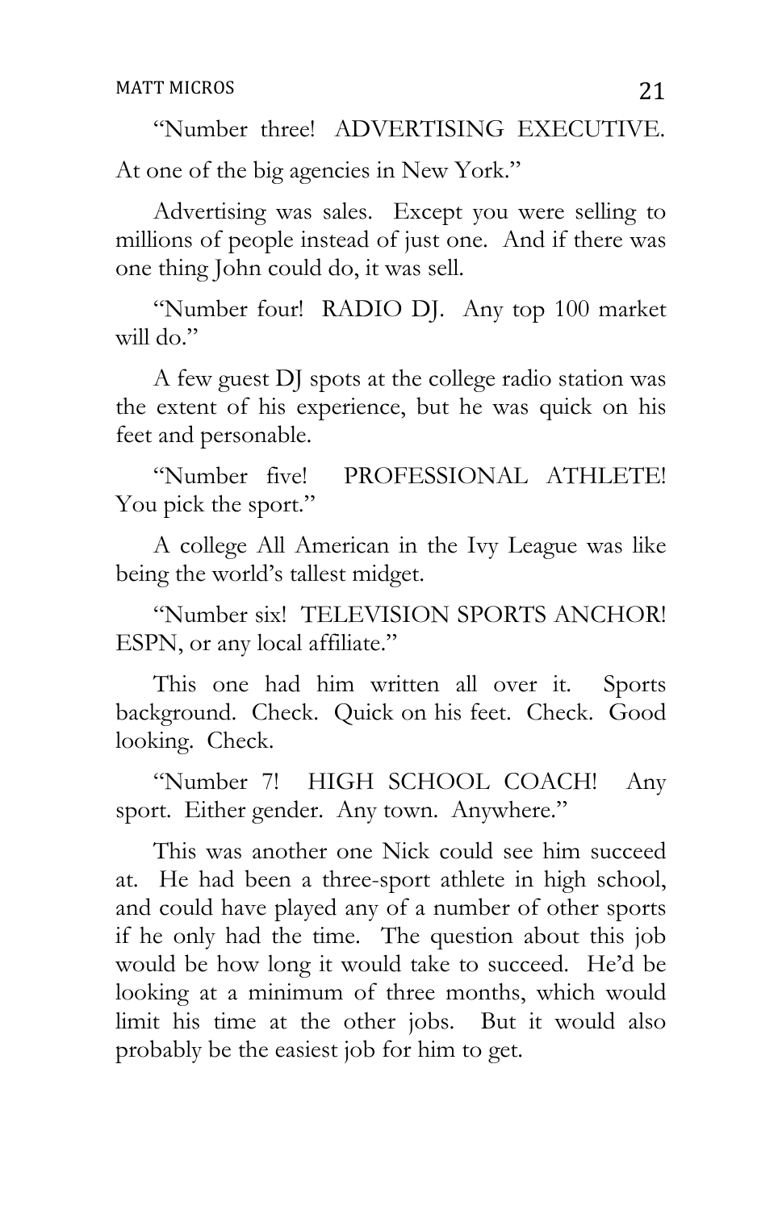"Number three! ADVERTISING EXECUTIVE. At one of the big agencies in New York."

Advertising was sales. Except you were selling to millions of people instead of just one. And if there was one thing John could do, it was sell.

"Number four! RADIO DJ. Any top 100 market will do."

A few guest DJ spots at the college radio station was the extent of his experience, but he was quick on his feet and personable.

"Number five! PROFESSIONAL ATHLETE! You pick the sport."

A college All American in the Ivy League was like being the world's tallest midget.

"Number six! TELEVISION SPORTS ANCHOR! ESPN, or any local affiliate."

This one had him written all over it. Sports background. Check. Quick on his feet. Check. Good looking. Check.

"Number 7! HIGH SCHOOL COACH! Any sport. Either gender. Any town. Anywhere."

This was another one Nick could see him succeed at. He had been a three-sport athlete in high school, and could have played any of a number of other sports if he only had the time. The question about this job would be how long it would take to succeed. He'd be looking at a minimum of three months, which would limit his time at the other jobs. But it would also probably be the easiest job for him to get.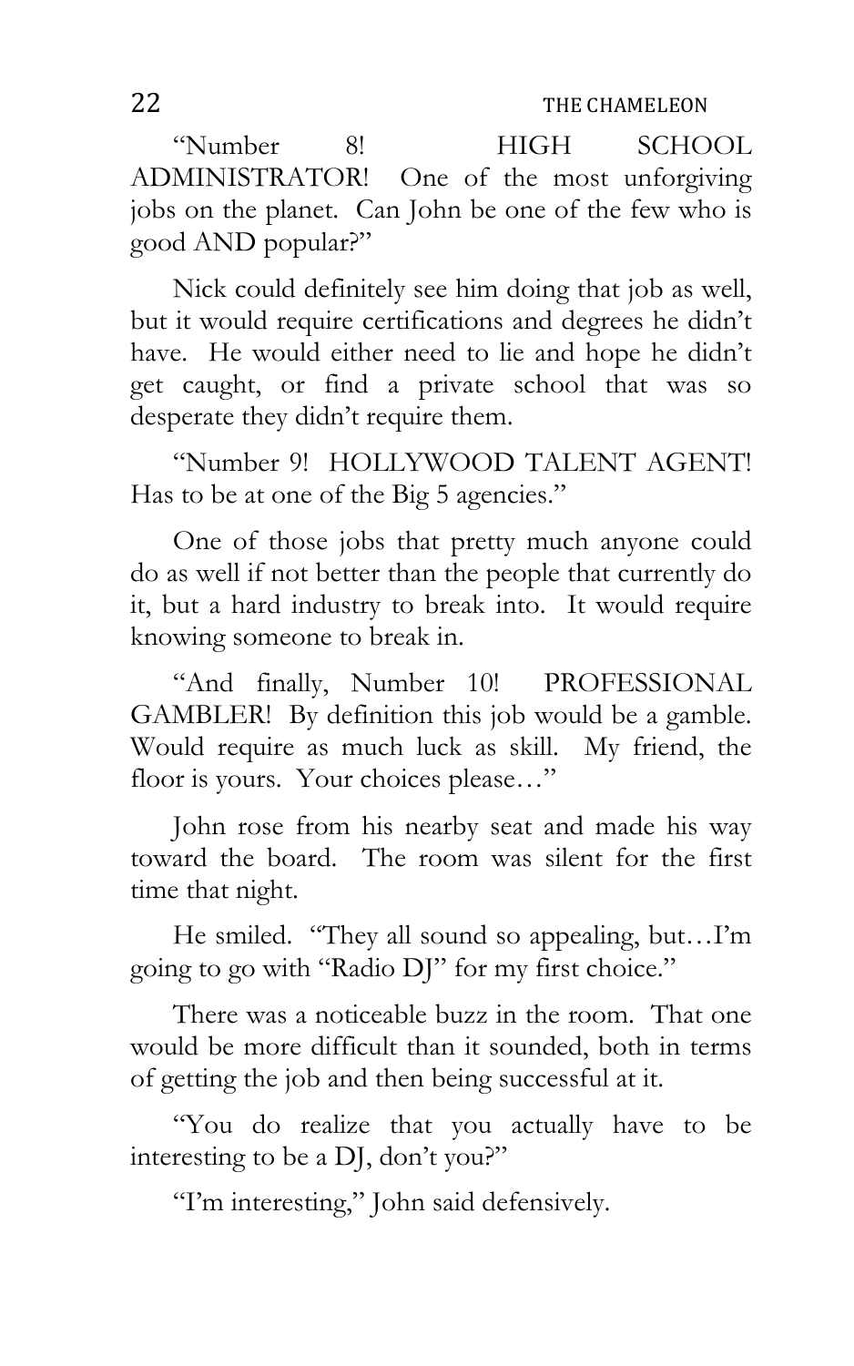"Number 8! HIGH SCHOOL ADMINISTRATOR! One of the most unforgiving jobs on the planet. Can John be one of the few who is good AND popular?"

Nick could definitely see him doing that job as well, but it would require certifications and degrees he didn't have. He would either need to lie and hope he didn't get caught, or find a private school that was so desperate they didn't require them.

"Number 9! HOLLYWOOD TALENT AGENT! Has to be at one of the Big 5 agencies."

One of those jobs that pretty much anyone could do as well if not better than the people that currently do it, but a hard industry to break into. It would require knowing someone to break in.

"And finally, Number 10! PROFESSIONAL GAMBLER! By definition this job would be a gamble. Would require as much luck as skill. My friend, the floor is yours. Your choices please…"

John rose from his nearby seat and made his way toward the board. The room was silent for the first time that night.

He smiled. "They all sound so appealing, but…I'm going to go with "Radio DJ" for my first choice."

There was a noticeable buzz in the room. That one would be more difficult than it sounded, both in terms of getting the job and then being successful at it.

"You do realize that you actually have to be interesting to be a DJ, don't you?"

"I'm interesting," John said defensively.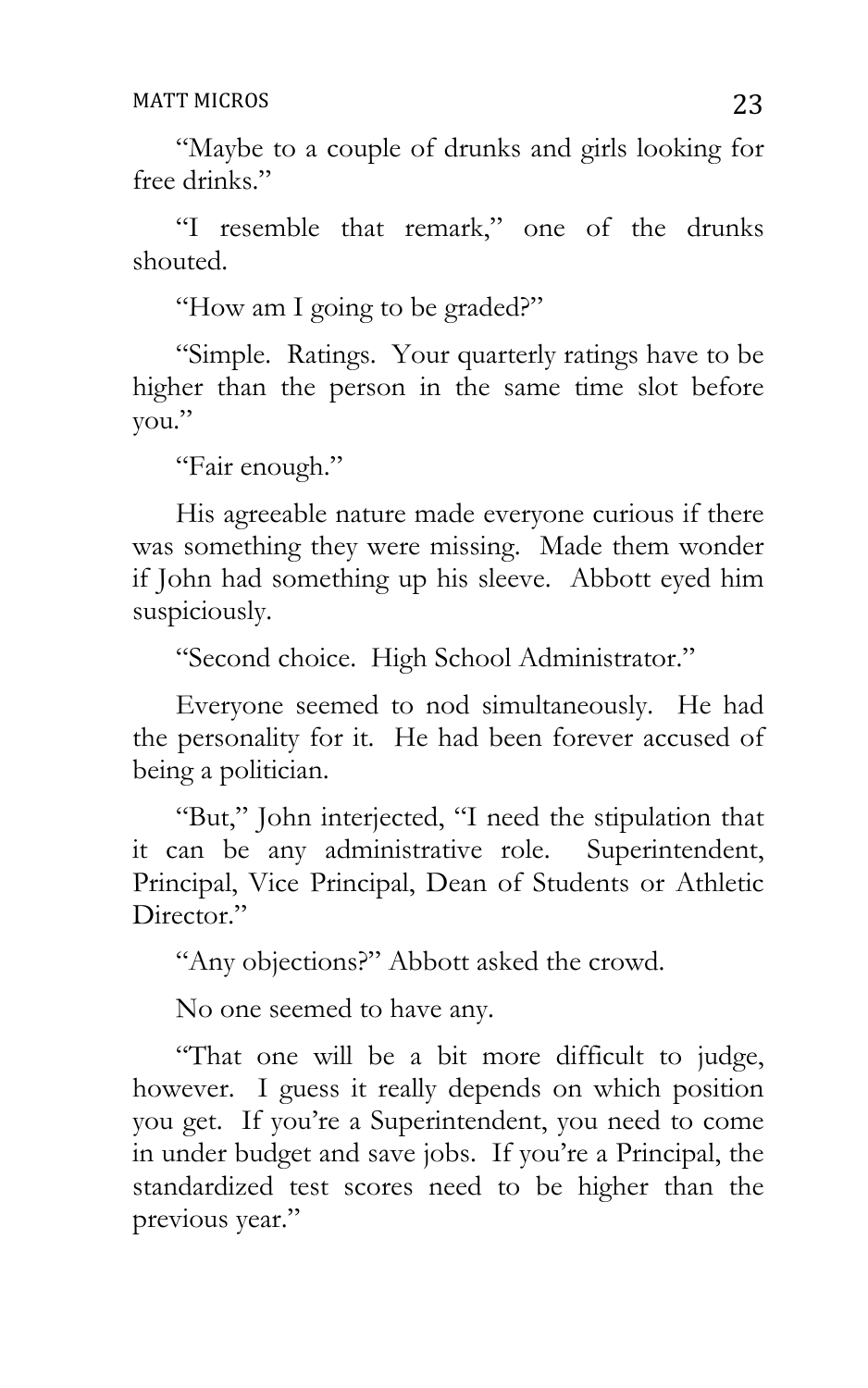"Maybe to a couple of drunks and girls looking for free drinks."

"I resemble that remark," one of the drunks shouted.

"How am I going to be graded?"

"Simple. Ratings. Your quarterly ratings have to be higher than the person in the same time slot before you."

"Fair enough."

His agreeable nature made everyone curious if there was something they were missing. Made them wonder if John had something up his sleeve. Abbott eyed him suspiciously.

"Second choice. High School Administrator."

Everyone seemed to nod simultaneously. He had the personality for it. He had been forever accused of being a politician.

"But," John interjected, "I need the stipulation that it can be any administrative role. Superintendent, Principal, Vice Principal, Dean of Students or Athletic Director."

"Any objections?" Abbott asked the crowd.

No one seemed to have any.

"That one will be a bit more difficult to judge, however. I guess it really depends on which position you get. If you're a Superintendent, you need to come in under budget and save jobs. If you're a Principal, the standardized test scores need to be higher than the previous year."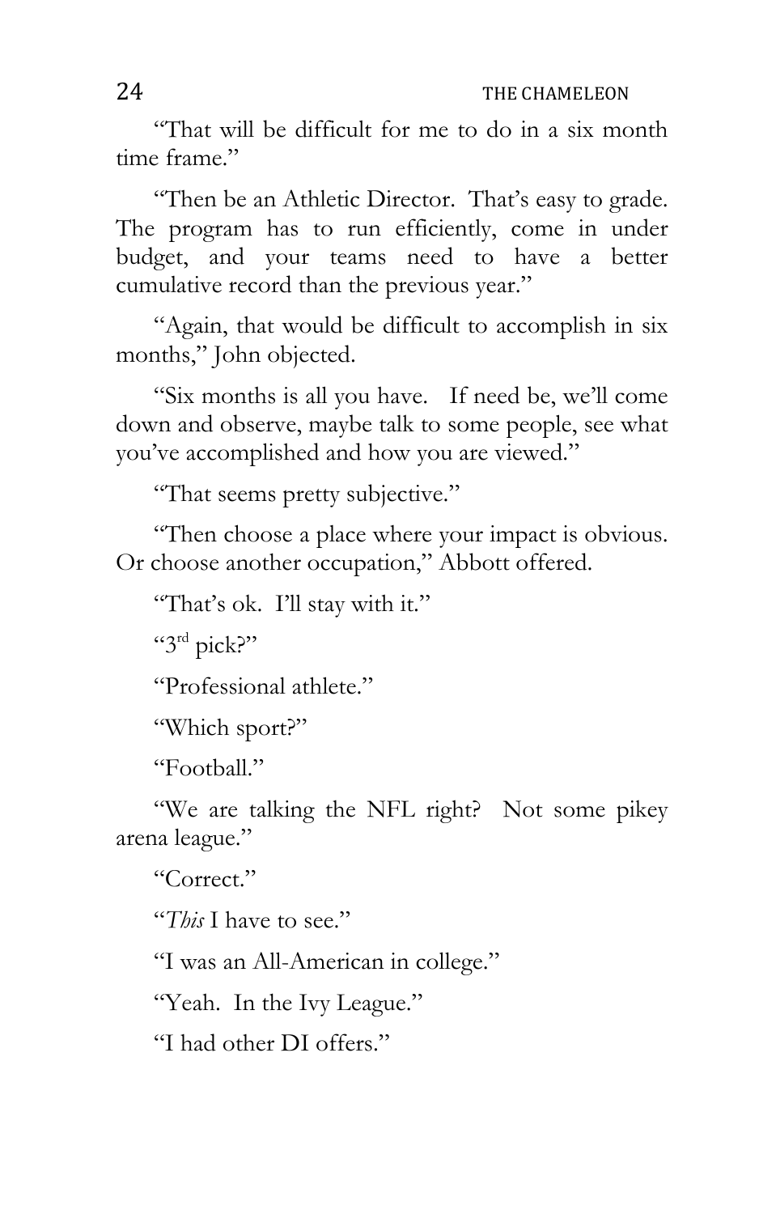"That will be difficult for me to do in a six month time frame."

"Then be an Athletic Director. That's easy to grade. The program has to run efficiently, come in under budget, and your teams need to have a better cumulative record than the previous year."

"Again, that would be difficult to accomplish in six months," John objected.

"Six months is all you have. If need be, we'll come down and observe, maybe talk to some people, see what you've accomplished and how you are viewed."

"That seems pretty subjective."

"Then choose a place where your impact is obvious. Or choose another occupation," Abbott offered.

"That's ok. I'll stay with it."

"3rd pick?"

"Professional athlete."

"Which sport?"

"Football."

"We are talking the NFL right? Not some pikey arena league."

"Correct."

"*This* I have to see."

"I was an All-American in college."

"Yeah. In the Ivy League."

"I had other DI offers."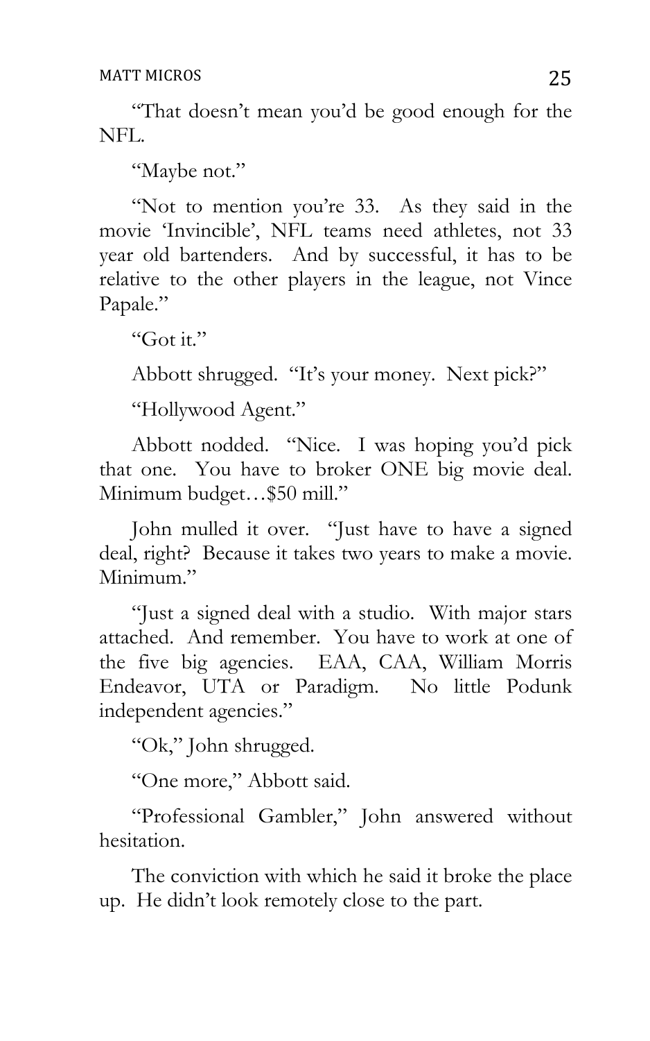"That doesn't mean you'd be good enough for the NFL.

"Maybe not."

"Not to mention you're 33. As they said in the movie 'Invincible', NFL teams need athletes, not 33 year old bartenders. And by successful, it has to be relative to the other players in the league, not Vince Papale."

"Got it."

Abbott shrugged. "It's your money. Next pick?"

"Hollywood Agent."

Abbott nodded. "Nice. I was hoping you'd pick that one. You have to broker ONE big movie deal. Minimum budget…$50 mill."

John mulled it over. "Just have to have a signed deal, right? Because it takes two years to make a movie. Minimum."

"Just a signed deal with a studio. With major stars attached. And remember. You have to work at one of the five big agencies. EAA, CAA, William Morris Endeavor, UTA or Paradigm. No little Podunk independent agencies."

"Ok," John shrugged.

"One more," Abbott said.

"Professional Gambler," John answered without hesitation.

The conviction with which he said it broke the place up. He didn't look remotely close to the part.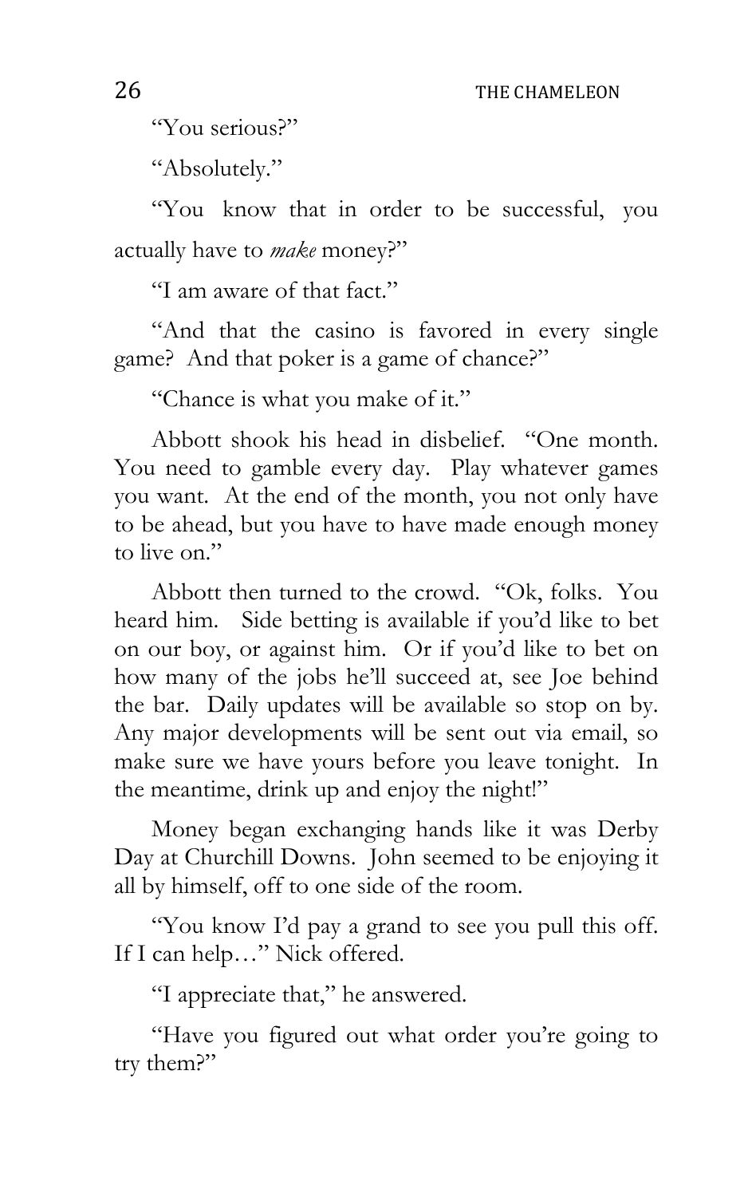"You serious?"

"Absolutely."

"You know that in order to be successful, you actually have to *make* money?"

"I am aware of that fact."

"And that the casino is favored in every single game? And that poker is a game of chance?"

"Chance is what you make of it."

Abbott shook his head in disbelief. "One month. You need to gamble every day. Play whatever games you want. At the end of the month, you not only have to be ahead, but you have to have made enough money to live on."

Abbott then turned to the crowd. "Ok, folks. You heard him. Side betting is available if you'd like to bet on our boy, or against him. Or if you'd like to bet on how many of the jobs he'll succeed at, see Joe behind the bar. Daily updates will be available so stop on by. Any major developments will be sent out via email, so make sure we have yours before you leave tonight. In the meantime, drink up and enjoy the night!"

Money began exchanging hands like it was Derby Day at Churchill Downs. John seemed to be enjoying it all by himself, off to one side of the room.

"You know I'd pay a grand to see you pull this off. If I can help…" Nick offered.

"I appreciate that," he answered.

"Have you figured out what order you're going to try them?"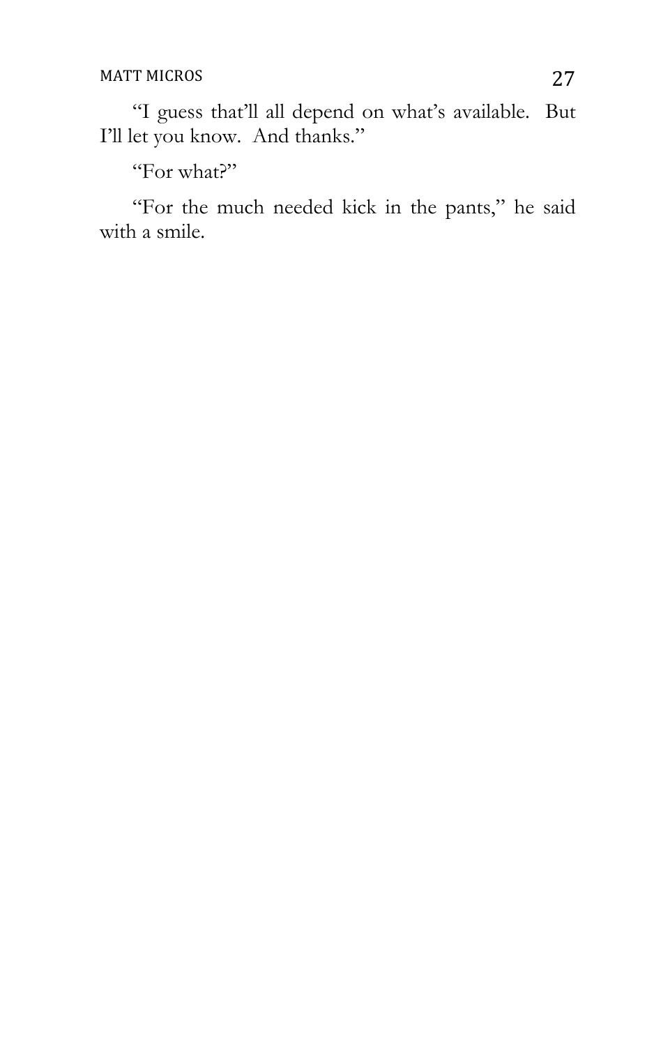"I guess that'll all depend on what's available. But I'll let you know. And thanks."

"For what?"

"For the much needed kick in the pants," he said with a smile.